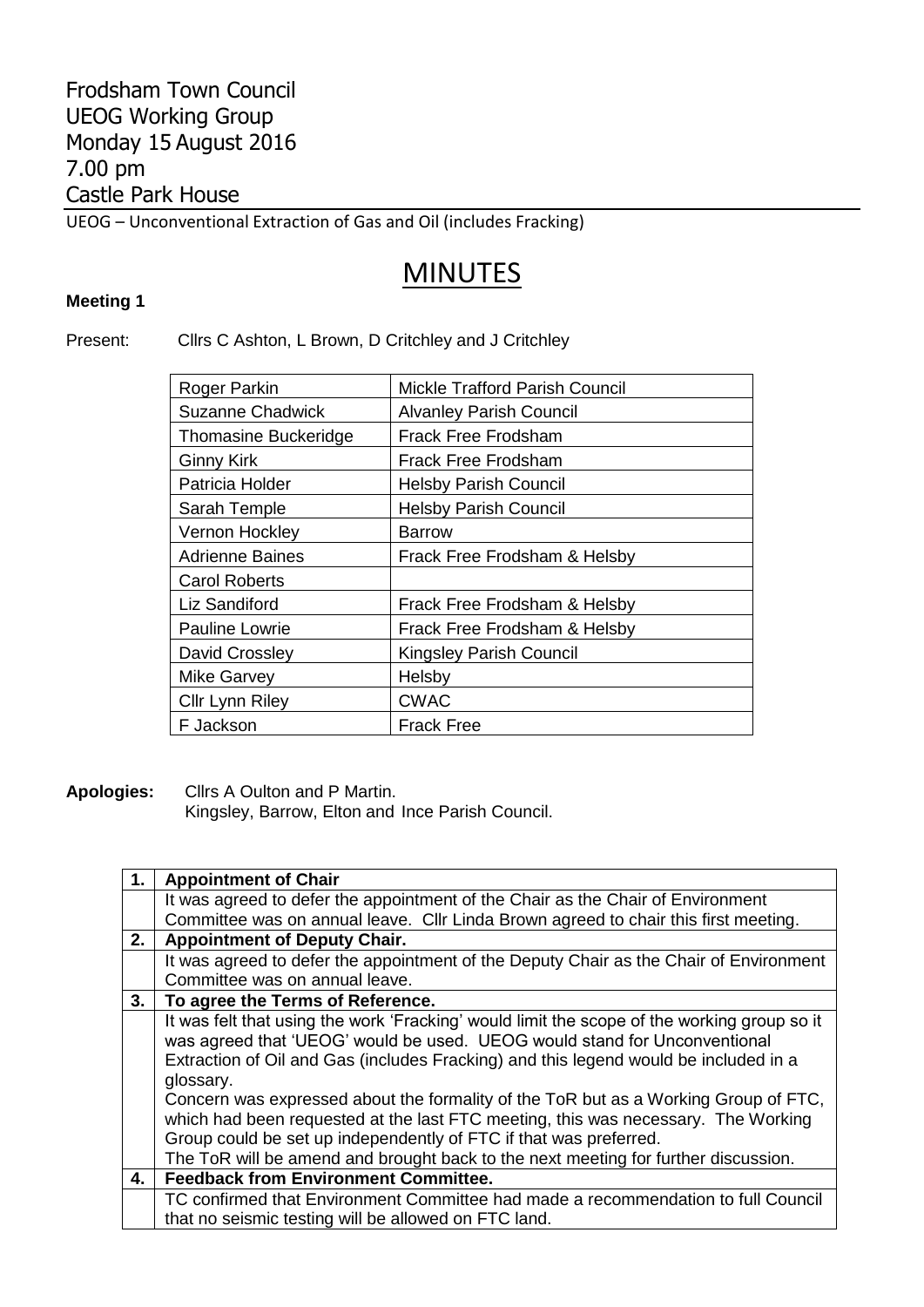Frodsham Town Council
UEOG Working Group
Monday 15 August 2016
7.00 pm
Castle Park House

UEOG – Unconventional Extraction of Gas and Oil (includes Fracking)

# MINUTES

**Meeting 1**

Present: Cllrs C Ashton, L Brown, D Critchley and J Critchley

| | |
|---|---|
| Roger Parkin | Mickle Trafford Parish Council |
| Suzanne Chadwick | Alvanley Parish Council |
| Thomasine Buckeridge | Frack Free Frodsham |
| Ginny Kirk | Frack Free Frodsham |
| Patricia Holder | Helsby Parish Council |
| Sarah Temple | Helsby Parish Council |
| Vernon Hockley | Barrow |
| Adrienne Baines | Frack Free Frodsham & Helsby |
| Carol Roberts | |
| Liz Sandiford | Frack Free Frodsham & Helsby |
| Pauline Lowrie | Frack Free Frodsham & Helsby |
| David Crossley | Kingsley Parish Council |
| Mike Garvey | Helsby |
| Cllr Lynn Riley | CWAC |
| F Jackson | Frack Free |

**Apologies:** Cllrs A Oulton and P Martin.
Kingsley, Barrow, Elton and Ince Parish Council.

| | |
|---|---|
| **1.** | **Appointment of Chair** |
| | It was agreed to defer the appointment of the Chair as the Chair of Environment Committee was on annual leave. Cllr Linda Brown agreed to chair this first meeting. |
| **2.** | **Appointment of Deputy Chair.** |
| | It was agreed to defer the appointment of the Deputy Chair as the Chair of Environment Committee was on annual leave. |
| **3.** | **To agree the Terms of Reference.** |
| | It was felt that using the work 'Fracking' would limit the scope of the working group so it was agreed that 'UEOG' would be used. UEOG would stand for Unconventional Extraction of Oil and Gas (includes Fracking) and this legend would be included in a glossary.<br>Concern was expressed about the formality of the ToR but as a Working Group of FTC, which had been requested at the last FTC meeting, this was necessary. The Working Group could be set up independently of FTC if that was preferred.<br>The ToR will be amend and brought back to the next meeting for further discussion. |
| **4.** | **Feedback from Environment Committee.** |
| | TC confirmed that Environment Committee had made a recommendation to full Council that no seismic testing will be allowed on FTC land. |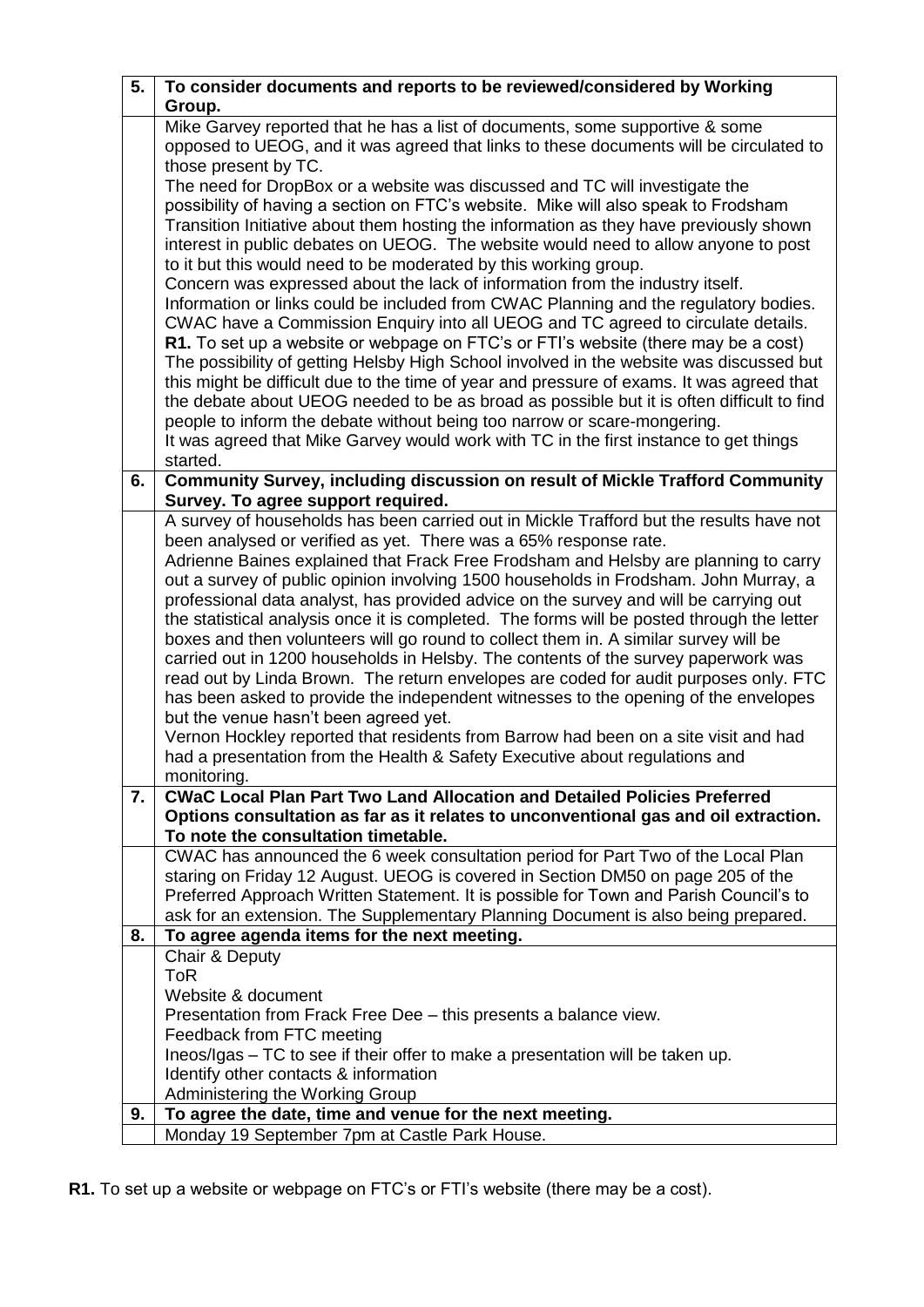| | |
|---|---|
| **5.** | **To consider documents and reports to be reviewed/considered by Working Group.** |
| | Mike Garvey reported that he has a list of documents, some supportive & some opposed to UEOG, and it was agreed that links to these documents will be circulated to those present by TC.<br>The need for DropBox or a website was discussed and TC will investigate the possibility of having a section on FTC's website. Mike will also speak to Frodsham Transition Initiative about them hosting the information as they have previously shown interest in public debates on UEOG. The website would need to allow anyone to post to it but this would need to be moderated by this working group.<br>Concern was expressed about the lack of information from the industry itself. Information or links could be included from CWAC Planning and the regulatory bodies. CWAC have a Commission Enquiry into all UEOG and TC agreed to circulate details.<br>**R1.** To set up a website or webpage on FTC's or FTI's website (there may be a cost)<br>The possibility of getting Helsby High School involved in the website was discussed but this might be difficult due to the time of year and pressure of exams. It was agreed that the debate about UEOG needed to be as broad as possible but it is often difficult to find people to inform the debate without being too narrow or scare-mongering.<br>It was agreed that Mike Garvey would work with TC in the first instance to get things started. |
| **6.** | **Community Survey, including discussion on result of Mickle Trafford Community Survey. To agree support required.** |
| | A survey of households has been carried out in Mickle Trafford but the results have not been analysed or verified as yet. There was a 65% response rate.<br>Adrienne Baines explained that Frack Free Frodsham and Helsby are planning to carry out a survey of public opinion involving 1500 households in Frodsham. John Murray, a professional data analyst, has provided advice on the survey and will be carrying out the statistical analysis once it is completed. The forms will be posted through the letter boxes and then volunteers will go round to collect them in. A similar survey will be carried out in 1200 households in Helsby. The contents of the survey paperwork was read out by Linda Brown. The return envelopes are coded for audit purposes only. FTC has been asked to provide the independent witnesses to the opening of the envelopes but the venue hasn't been agreed yet.<br>Vernon Hockley reported that residents from Barrow had been on a site visit and had had a presentation from the Health & Safety Executive about regulations and monitoring. |
| **7.** | **CWaC Local Plan Part Two Land Allocation and Detailed Policies Preferred Options consultation as far as it relates to unconventional gas and oil extraction. To note the consultation timetable.** |
| | CWAC has announced the 6 week consultation period for Part Two of the Local Plan staring on Friday 12 August. UEOG is covered in Section DM50 on page 205 of the Preferred Approach Written Statement. It is possible for Town and Parish Council's to ask for an extension. The Supplementary Planning Document is also being prepared. |
| **8.** | **To agree agenda items for the next meeting.** |
| | Chair & Deputy<br>ToR<br>Website & document<br>Presentation from Frack Free Dee – this presents a balance view.<br>Feedback from FTC meeting<br>Ineos/Igas – TC to see if their offer to make a presentation will be taken up.<br>Identify other contacts & information<br>Administering the Working Group |
| **9.** | **To agree the date, time and venue for the next meeting.** |
| | Monday 19 September 7pm at Castle Park House. |

**R1.** To set up a website or webpage on FTC's or FTI's website (there may be a cost).